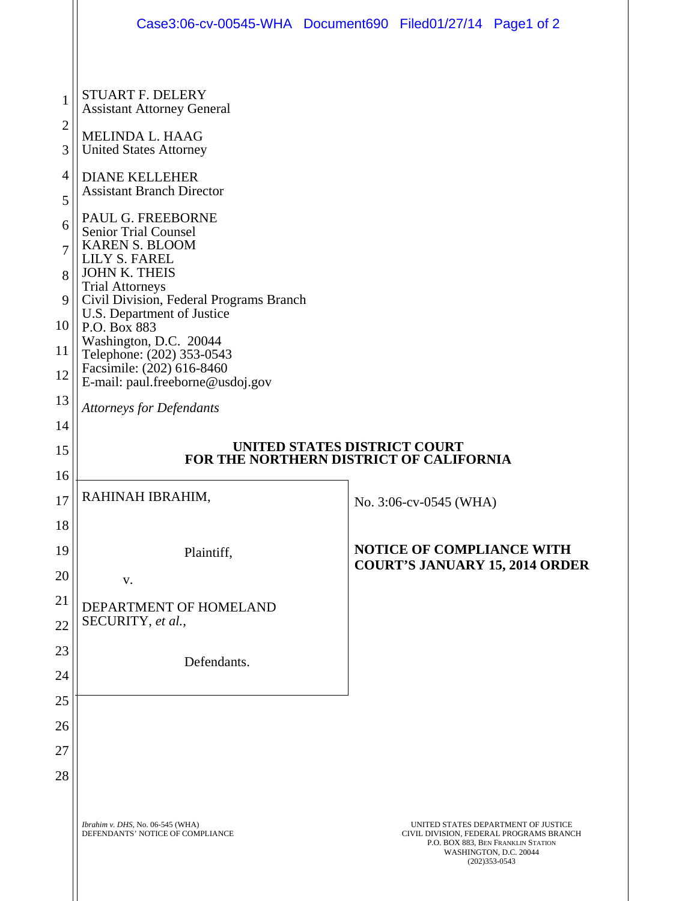STUART F. DELERY
Assistant Attorney General

MELINDA L. HAAG
United States Attorney

DIANE KELLEHER
Assistant Branch Director

PAUL G. FREEBORNE
Senior Trial Counsel
KAREN S. BLOOM
LILY S. FAREL
JOHN K. THEIS
Trial Attorneys
Civil Division, Federal Programs Branch
U.S. Department of Justice
P.O. Box 883
Washington, D.C. 20044
Telephone: (202) 353-0543
Facsimile: (202) 616-8460
E-mail: paul.freeborne@usdoj.gov

*Attorneys for Defendants*

**UNITED STATES DISTRICT COURT**
**FOR THE NORTHERN DISTRICT OF CALIFORNIA**

| | |
|---|---|
| RAHINAH IBRAHIM,<br><br>Plaintiff,<br><br>v.<br><br>DEPARTMENT OF HOMELAND SECURITY, *et al.*,<br><br>Defendants. | No. 3:06-cv-0545 (WHA)<br><br>**NOTICE OF COMPLIANCE WITH COURT'S JANUARY 15, 2014 ORDER** |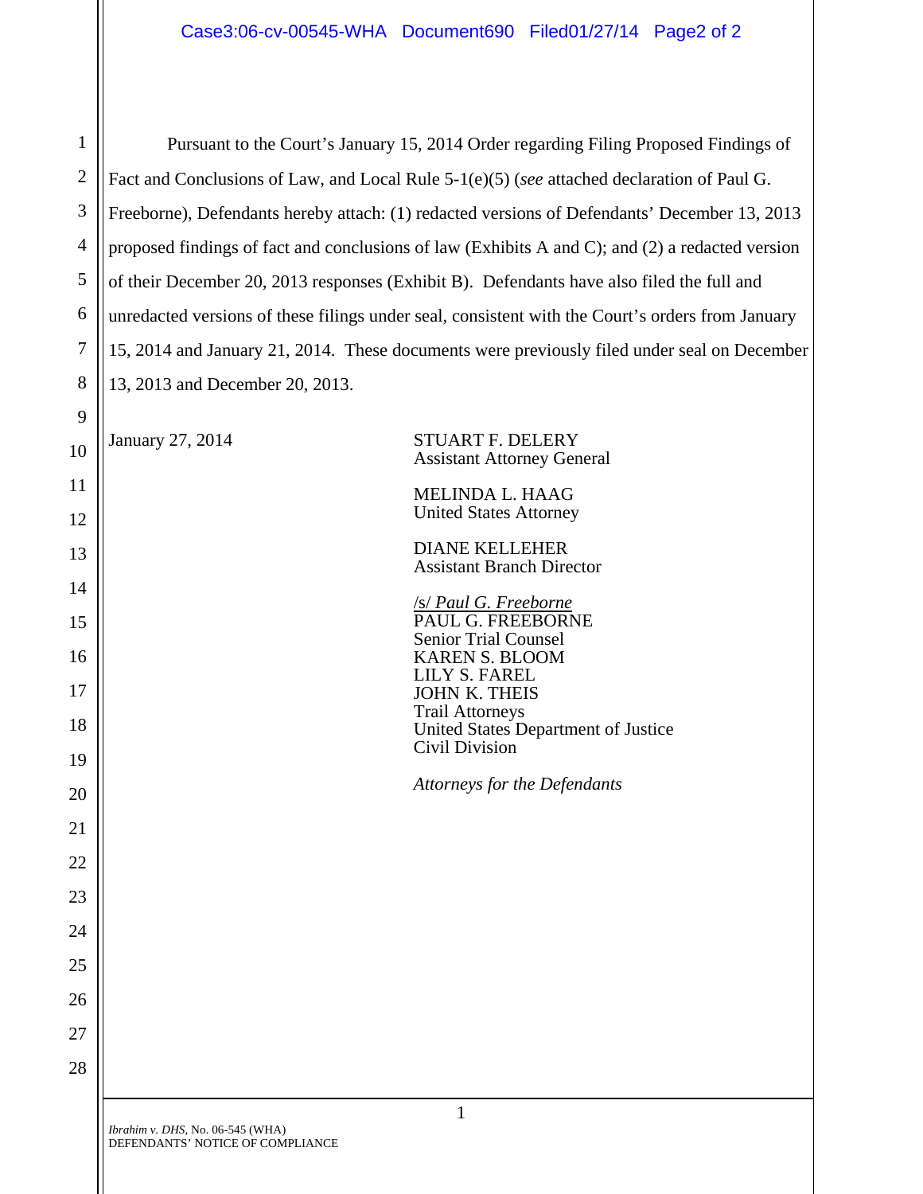Pursuant to the Court's January 15, 2014 Order regarding Filing Proposed Findings of Fact and Conclusions of Law, and Local Rule 5-1(e)(5) (*see* attached declaration of Paul G. Freeborne), Defendants hereby attach: (1) redacted versions of Defendants' December 13, 2013 proposed findings of fact and conclusions of law (Exhibits A and C); and (2) a redacted version of their December 20, 2013 responses (Exhibit B). Defendants have also filed the full and unredacted versions of these filings under seal, consistent with the Court's orders from January 15, 2014 and January 21, 2014. These documents were previously filed under seal on December 13, 2013 and December 20, 2013.

January 27, 2014

STUART F. DELERY
Assistant Attorney General

MELINDA L. HAAG
United States Attorney

DIANE KELLEHER
Assistant Branch Director

/s/ *Paul G. Freeborne*
PAUL G. FREEBORNE
Senior Trial Counsel
KAREN S. BLOOM
LILY S. FAREL
JOHN K. THEIS
Trail Attorneys
United States Department of Justice
Civil Division

*Attorneys for the Defendants*

*Ibrahim v. DHS*, No. 06-545 (WHA)
DEFENDANTS' NOTICE OF COMPLIANCE